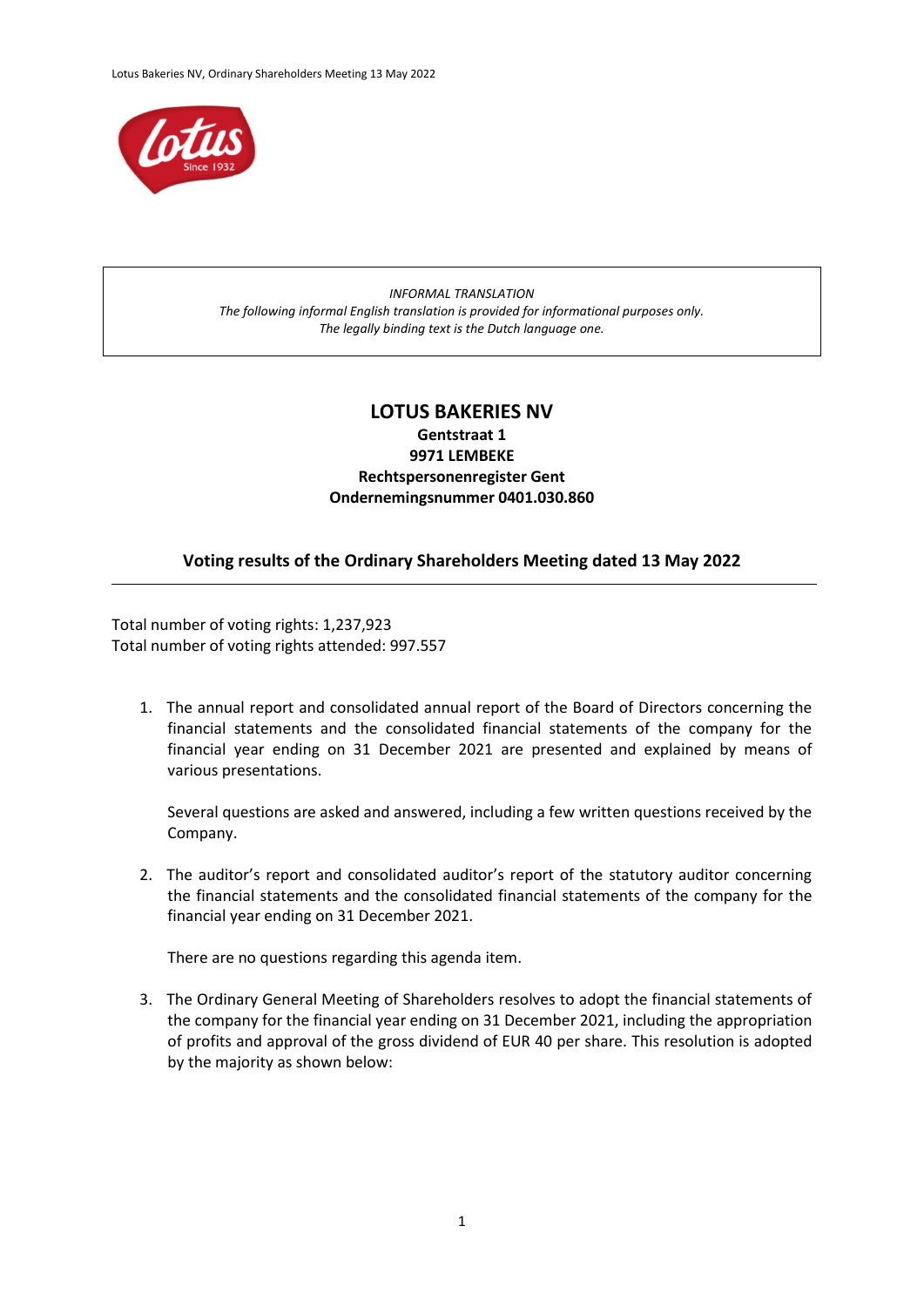*INFORMAL TRANSLATION*
*The following informal English translation is provided for informational purposes only.*
*The legally binding text is the Dutch language one.*

# LOTUS BAKERIES NV

**Gentstraat 1**
**9971 LEMBEKE**
**Rechtspersonenregister Gent**
**Ondernemingsnummer 0401.030.860**

## Voting results of the Ordinary Shareholders Meeting dated 13 May 2022

Total number of voting rights: 1,237,923
Total number of voting rights attended: 997.557

1. The annual report and consolidated annual report of the Board of Directors concerning the financial statements and the consolidated financial statements of the company for the financial year ending on 31 December 2021 are presented and explained by means of various presentations.

   Several questions are asked and answered, including a few written questions received by the Company.

2. The auditor's report and consolidated auditor's report of the statutory auditor concerning the financial statements and the consolidated financial statements of the company for the financial year ending on 31 December 2021.

   There are no questions regarding this agenda item.

3. The Ordinary General Meeting of Shareholders resolves to adopt the financial statements of the company for the financial year ending on 31 December 2021, including the appropriation of profits and approval of the gross dividend of EUR 40 per share. This resolution is adopted by the majority as shown below: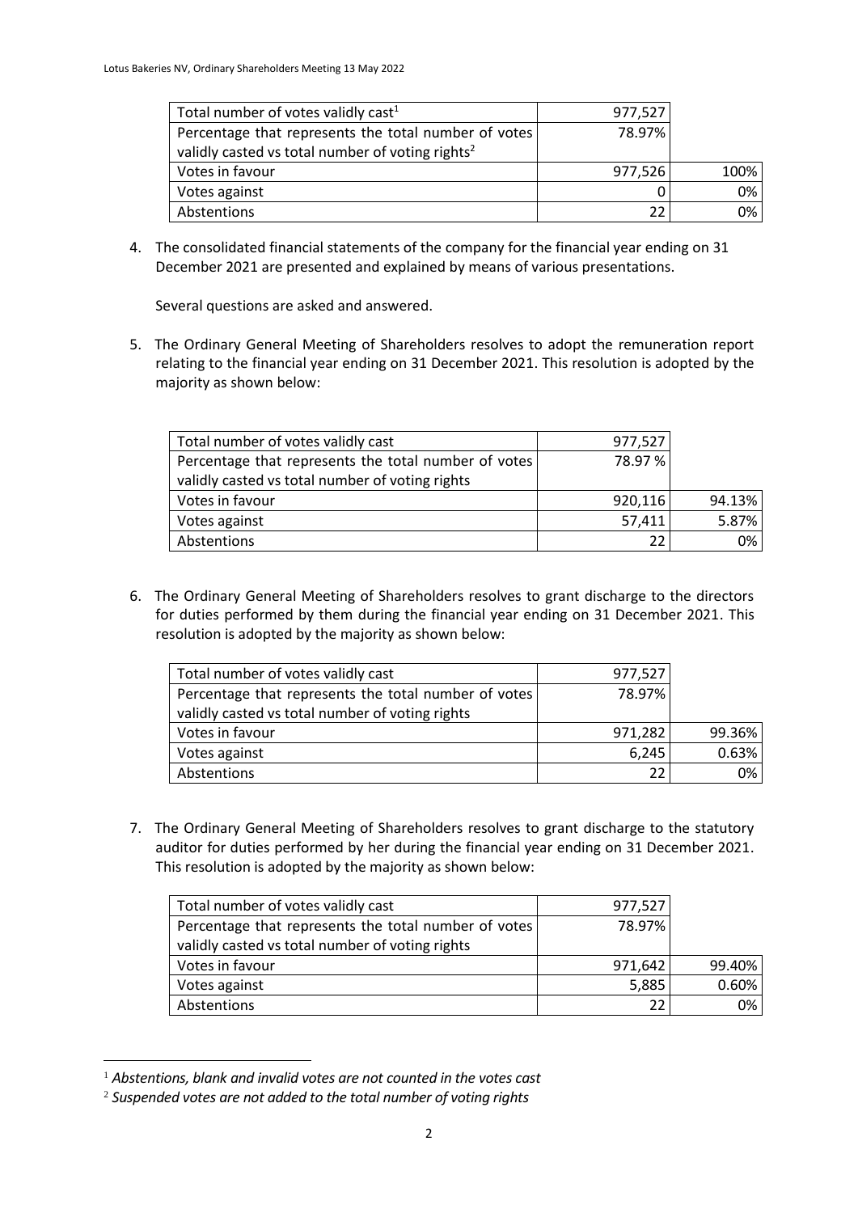| Total number of votes validly cast[1] | 977,527 | |
|---|---|---|
| Percentage that represents the total number of votes validly casted vs total number of voting rights[2] | 78.97% | |
| Votes in favour | 977,526 | 100% |
| Votes against | 0 | 0% |
| Abstentions | 22 | 0% |

4. The consolidated financial statements of the company for the financial year ending on 31 December 2021 are presented and explained by means of various presentations.

   Several questions are asked and answered.

5. The Ordinary General Meeting of Shareholders resolves to adopt the remuneration report relating to the financial year ending on 31 December 2021. This resolution is adopted by the majority as shown below:

| Total number of votes validly cast | 977,527 | |
|---|---|---|
| Percentage that represents the total number of votes validly casted vs total number of voting rights | 78.97 % | |
| Votes in favour | 920,116 | 94.13% |
| Votes against | 57,411 | 5.87% |
| Abstentions | 22 | 0% |

6. The Ordinary General Meeting of Shareholders resolves to grant discharge to the directors for duties performed by them during the financial year ending on 31 December 2021. This resolution is adopted by the majority as shown below:

| Total number of votes validly cast | 977,527 | |
|---|---|---|
| Percentage that represents the total number of votes validly casted vs total number of voting rights | 78.97% | |
| Votes in favour | 971,282 | 99.36% |
| Votes against | 6,245 | 0.63% |
| Abstentions | 22 | 0% |

7. The Ordinary General Meeting of Shareholders resolves to grant discharge to the statutory auditor for duties performed by her during the financial year ending on 31 December 2021. This resolution is adopted by the majority as shown below:

| Total number of votes validly cast | 977,527 | |
|---|---|---|
| Percentage that represents the total number of votes validly casted vs total number of voting rights | 78.97% | |
| Votes in favour | 971,642 | 99.40% |
| Votes against | 5,885 | 0.60% |
| Abstentions | 22 | 0% |

[1] *Abstentions, blank and invalid votes are not counted in the votes cast*

[2] *Suspended votes are not added to the total number of voting rights*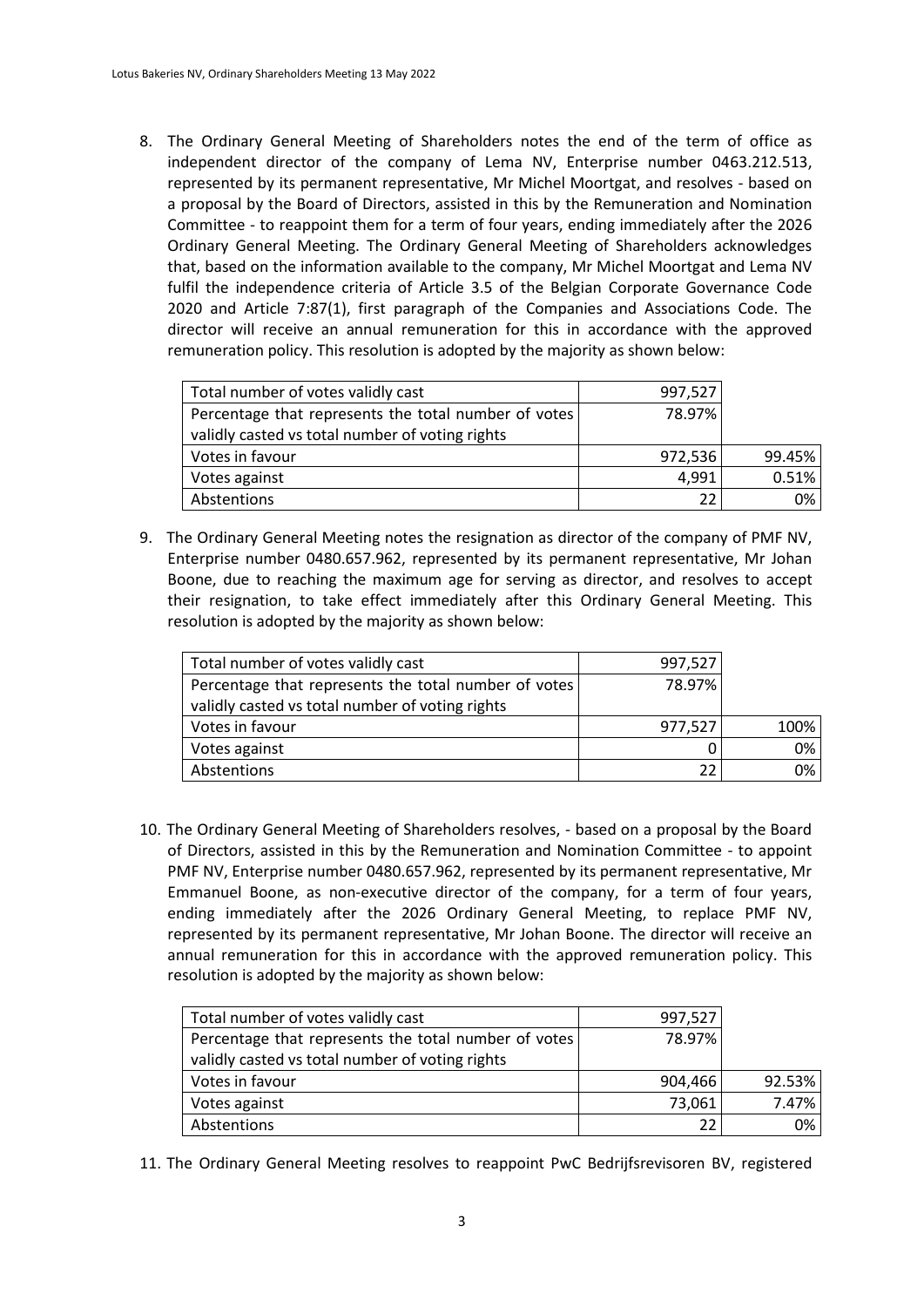8. The Ordinary General Meeting of Shareholders notes the end of the term of office as independent director of the company of Lema NV, Enterprise number 0463.212.513, represented by its permanent representative, Mr Michel Moortgat, and resolves - based on a proposal by the Board of Directors, assisted in this by the Remuneration and Nomination Committee - to reappoint them for a term of four years, ending immediately after the 2026 Ordinary General Meeting. The Ordinary General Meeting of Shareholders acknowledges that, based on the information available to the company, Mr Michel Moortgat and Lema NV fulfil the independence criteria of Article 3.5 of the Belgian Corporate Governance Code 2020 and Article 7:87(1), first paragraph of the Companies and Associations Code. The director will receive an annual remuneration for this in accordance with the approved remuneration policy. This resolution is adopted by the majority as shown below:

| Total number of votes validly cast | 997,527 | |
|---|---|---|
| Percentage that represents the total number of votes validly casted vs total number of voting rights | 78.97% | |
| Votes in favour | 972,536 | 99.45% |
| Votes against | 4,991 | 0.51% |
| Abstentions | 22 | 0% |

9. The Ordinary General Meeting notes the resignation as director of the company of PMF NV, Enterprise number 0480.657.962, represented by its permanent representative, Mr Johan Boone, due to reaching the maximum age for serving as director, and resolves to accept their resignation, to take effect immediately after this Ordinary General Meeting. This resolution is adopted by the majority as shown below:

| Total number of votes validly cast | 997,527 | |
|---|---|---|
| Percentage that represents the total number of votes validly casted vs total number of voting rights | 78.97% | |
| Votes in favour | 977,527 | 100% |
| Votes against | 0 | 0% |
| Abstentions | 22 | 0% |

10. The Ordinary General Meeting of Shareholders resolves, - based on a proposal by the Board of Directors, assisted in this by the Remuneration and Nomination Committee - to appoint PMF NV, Enterprise number 0480.657.962, represented by its permanent representative, Mr Emmanuel Boone, as non-executive director of the company, for a term of four years, ending immediately after the 2026 Ordinary General Meeting, to replace PMF NV, represented by its permanent representative, Mr Johan Boone. The director will receive an annual remuneration for this in accordance with the approved remuneration policy. This resolution is adopted by the majority as shown below:

| Total number of votes validly cast | 997,527 | |
|---|---|---|
| Percentage that represents the total number of votes validly casted vs total number of voting rights | 78.97% | |
| Votes in favour | 904,466 | 92.53% |
| Votes against | 73,061 | 7.47% |
| Abstentions | 22 | 0% |

11. The Ordinary General Meeting resolves to reappoint PwC Bedrijfsrevisoren BV, registered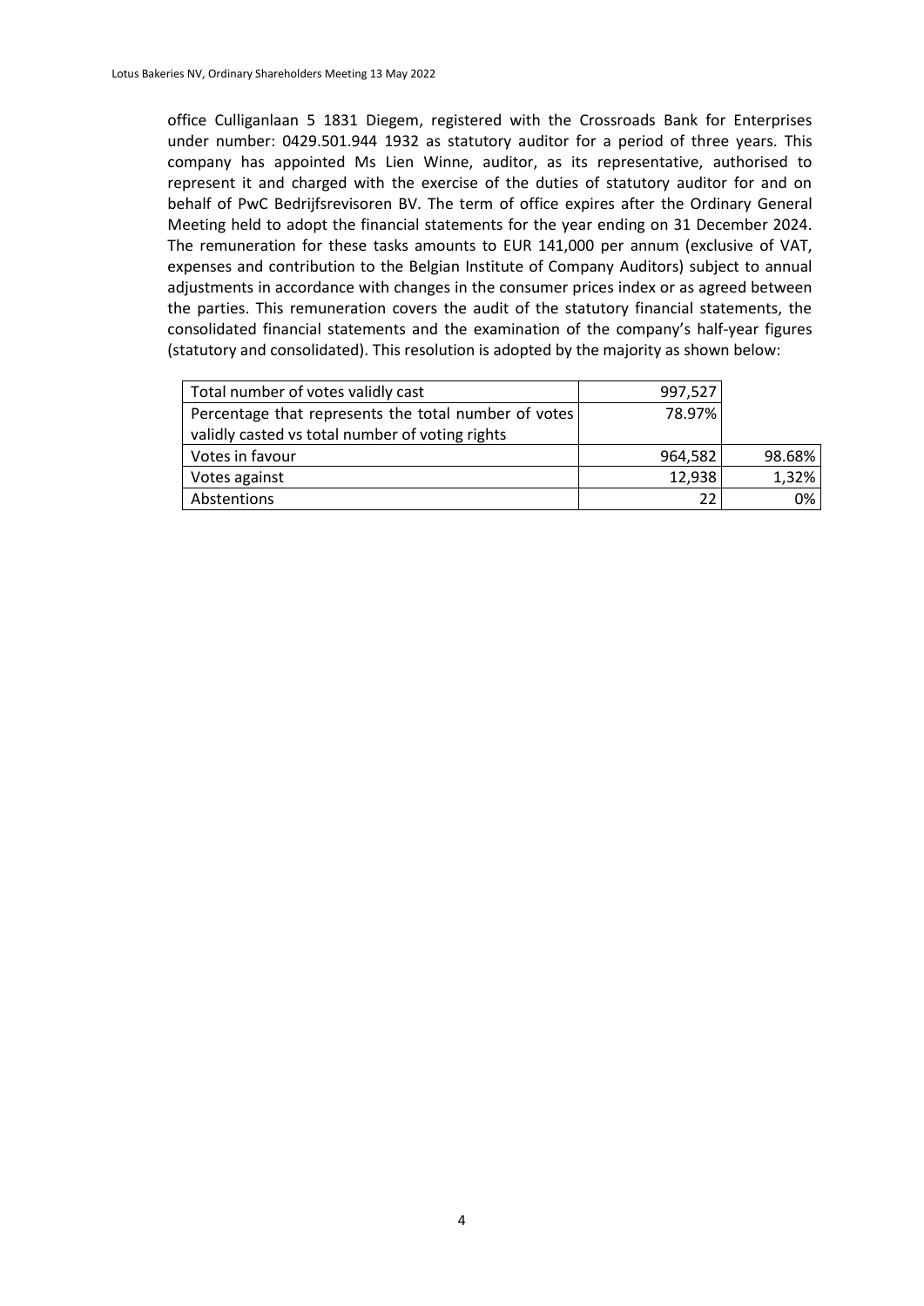office Culliganlaan 5 1831 Diegem, registered with the Crossroads Bank for Enterprises under number: 0429.501.944 1932 as statutory auditor for a period of three years. This company has appointed Ms Lien Winne, auditor, as its representative, authorised to represent it and charged with the exercise of the duties of statutory auditor for and on behalf of PwC Bedrijfsrevisoren BV. The term of office expires after the Ordinary General Meeting held to adopt the financial statements for the year ending on 31 December 2024. The remuneration for these tasks amounts to EUR 141,000 per annum (exclusive of VAT, expenses and contribution to the Belgian Institute of Company Auditors) subject to annual adjustments in accordance with changes in the consumer prices index or as agreed between the parties. This remuneration covers the audit of the statutory financial statements, the consolidated financial statements and the examination of the company's half-year figures (statutory and consolidated). This resolution is adopted by the majority as shown below:

| | | |
|---|---|---|
| Total number of votes validly cast | 997,527 | |
| Percentage that represents the total number of votes validly casted vs total number of voting rights | 78.97% | |
| Votes in favour | 964,582 | 98.68% |
| Votes against | 12,938 | 1,32% |
| Abstentions | 22 | 0% |